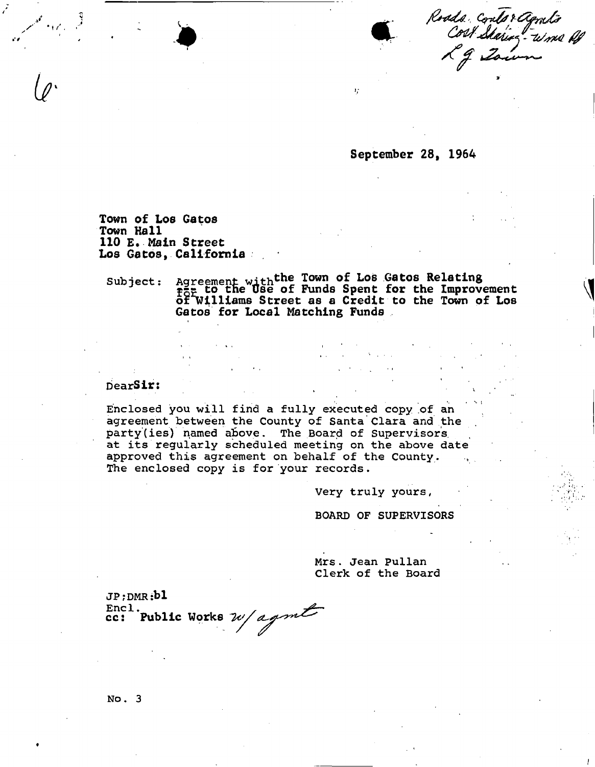Roads, Contr & Agmts
Cost Sharing - Wms Rd
L G Town

September 28, 1964

**Town of Los Gatos**
**Town Hall**
**110 E. Main Street**
**Los Gatos, California**

Subject: Agreement with **the Town of Los Gatos Relating for to the Use of Funds Spent for the Improvement of Williams Street as a Credit to the Town of Los Gatos for Local Matching Funds**

Dear **Sir:**

Enclosed you will find a fully executed copy of an agreement between the County of Santa Clara and the party(ies) named above. The Board of Supervisors at its regularly scheduled meeting on the above date approved this agreement on behalf of the County. The enclosed copy is for your records.

Very truly yours,

BOARD OF SUPERVISORS

Mrs. Jean Pullan
Clerk of the Board

JP:DMR:**bl**
Encl.
**cc: Public Works** w/agmt

No. 3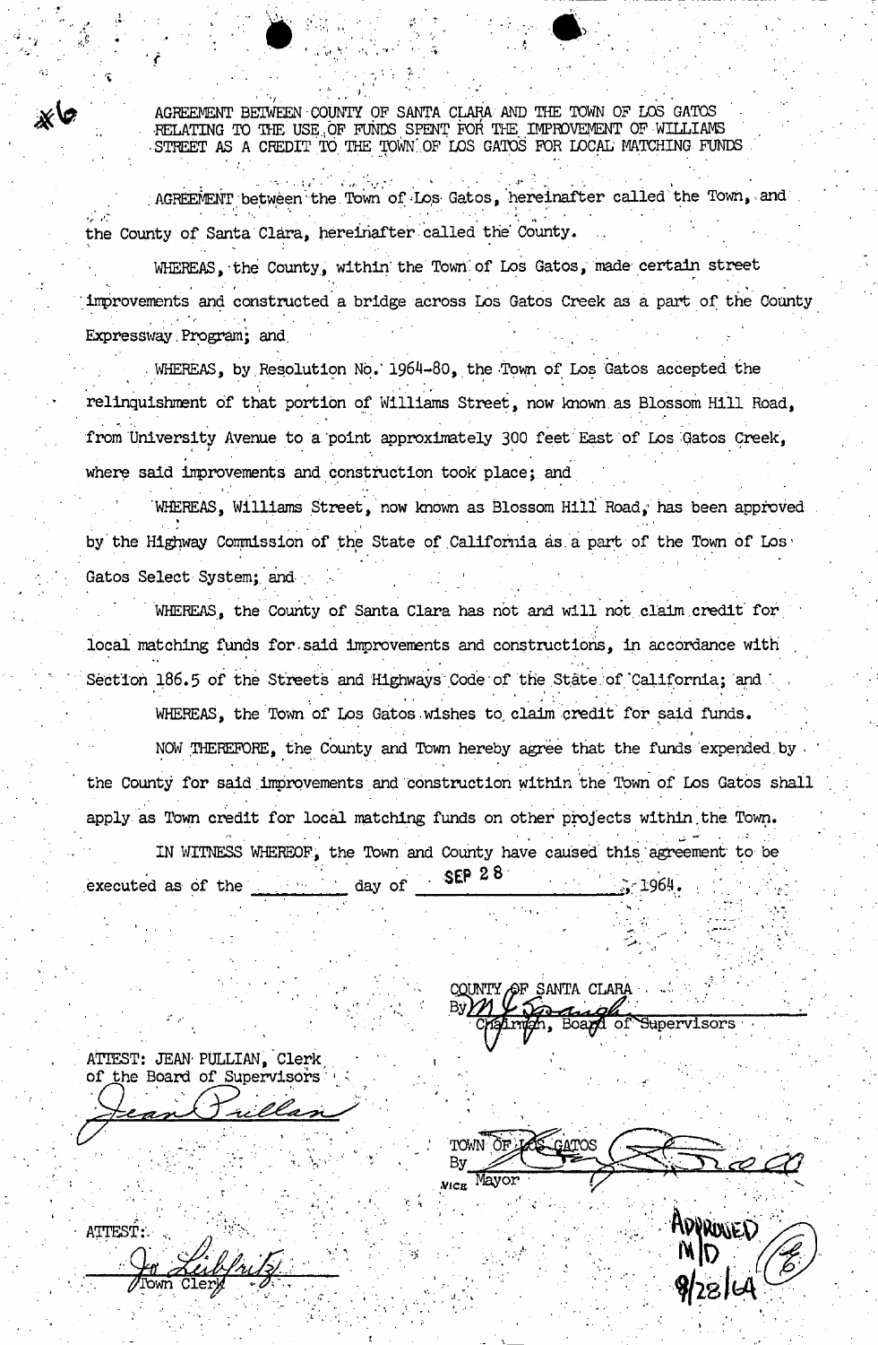#6

AGREEMENT BETWEEN COUNTY OF SANTA CLARA AND THE TOWN OF LOS GATOS RELATING TO THE USE OF FUNDS SPENT FOR THE IMPROVEMENT OF WILLIAMS STREET AS A CREDIT TO THE TOWN OF LOS GATOS FOR LOCAL MATCHING FUNDS

AGREEMENT between the Town of Los Gatos, hereinafter called the Town, and the County of Santa Clara, hereinafter called the County.

WHEREAS, the County, within the Town of Los Gatos, made certain street improvements and constructed a bridge across Los Gatos Creek as a part of the County Expressway Program; and

WHEREAS, by Resolution No. 1964-80, the Town of Los Gatos accepted the relinquishment of that portion of Williams Street, now known as Blossom Hill Road, from University Avenue to a point approximately 300 feet East of Los Gatos Creek, where said improvements and construction took place; and

WHEREAS, Williams Street, now known as Blossom Hill Road, has been approved by the Highway Commission of the State of California as a part of the Town of Los Gatos Select System; and

WHEREAS, the County of Santa Clara has not and will not claim credit for local matching funds for said improvements and constructions, in accordance with Section 186.5 of the Streets and Highways Code of the State of California; and

WHEREAS, the Town of Los Gatos wishes to claim credit for said funds.

NOW THEREFORE, the County and Town hereby agree that the funds expended by the County for said improvements and construction within the Town of Los Gatos shall apply as Town credit for local matching funds on other projects within the Town.

IN WITNESS WHEREOF, the Town and County have caused this agreement to be executed as of the _______ day of SEP 28, 1964.

COUNTY OF SANTA CLARA
By [signature]
Chairman, Board of Supervisors

ATTEST: JEAN PULLIAN, Clerk of the Board of Supervisors
[signature: Jean Pullian]

TOWN OF LOS GATOS
By [signature]
Vice Mayor

ATTEST:
[signature]
Town Clerk

APPROVED
M/D
9/28/64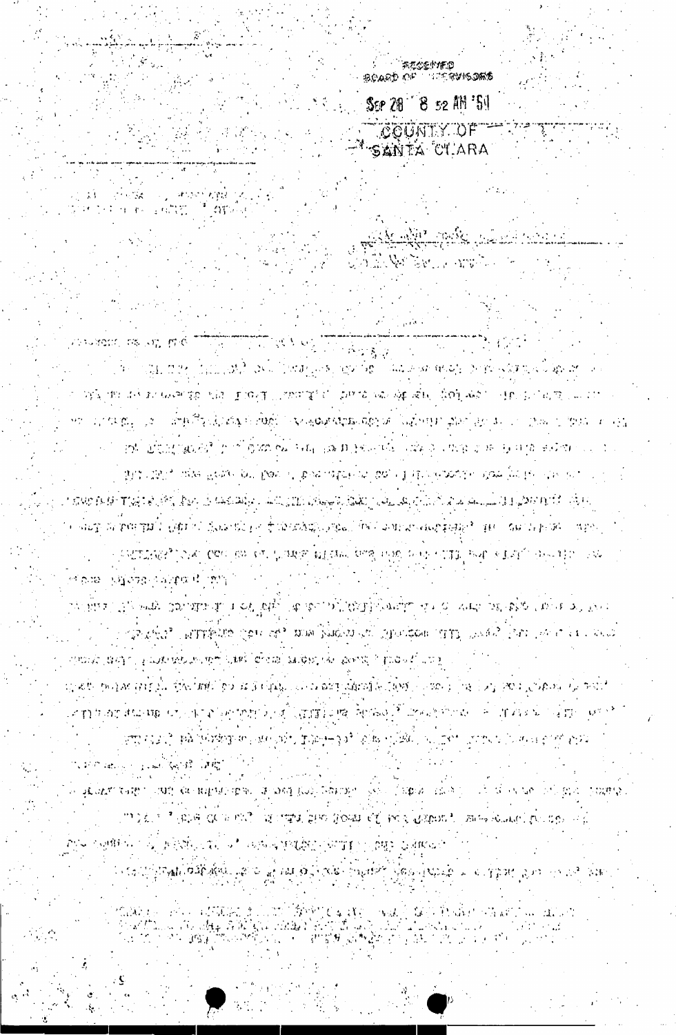RECEIVED
BOARD OF SUPERVISORS

SEP 28 8 52 AM '54

COUNTY OF
SANTA CLARA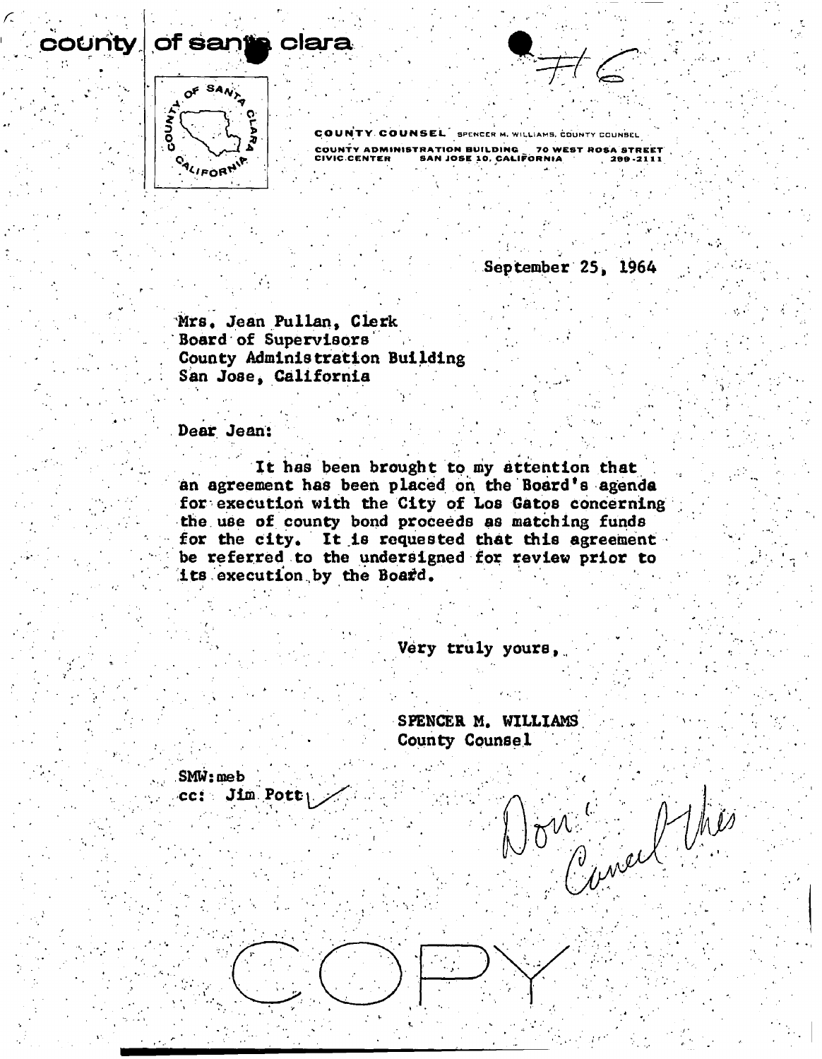county of santa clara

#16

COUNTY COUNSEL SPENCER M. WILLIAMS, COUNTY COUNSEL

COUNTY ADMINISTRATION BUILDING 70 WEST ROSA STREET
CIVIC CENTER SAN JOSE 10, CALIFORNIA 299-2111

September 25, 1964

Mrs. Jean Pullan, Clerk
Board of Supervisors
County Administration Building
San Jose, California

Dear Jean:

It has been brought to my attention that an agreement has been placed on the Board's agenda for execution with the City of Los Gatos concerning the use of county bond proceeds as matching funds for the city. It is requested that this agreement be referred to the undersigned for review prior to its execution by the Board.

Very truly yours,

SPENCER M. WILLIAMS
County Counsel

SMW:meb
cc: Jim Pott ✓

Don't Cancel this

COPY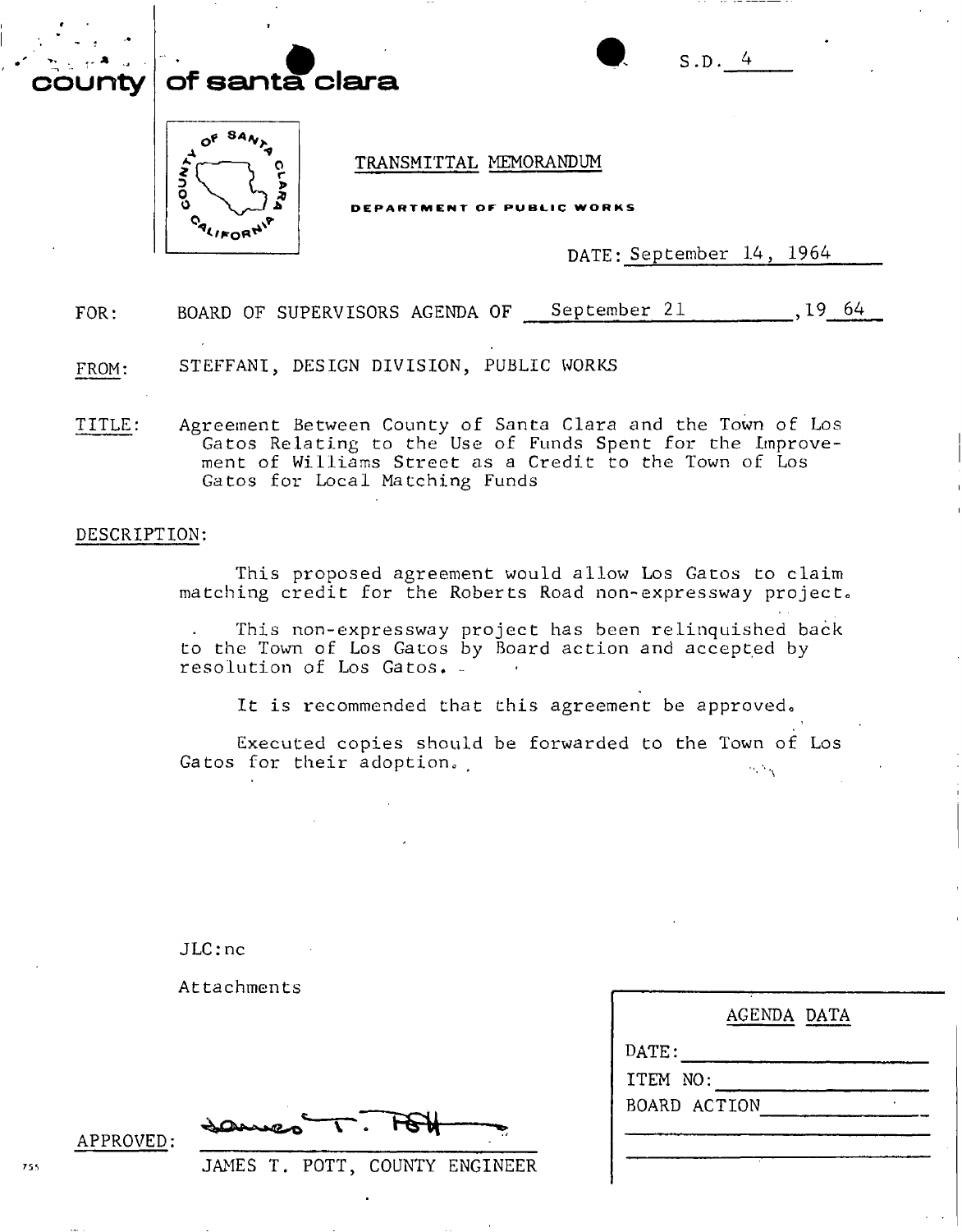S.D. 4

# county of santa clara

TRANSMITTAL MEMORANDUM

DEPARTMENT OF PUBLIC WORKS

DATE: September 14, 1964

FOR: BOARD OF SUPERVISORS AGENDA OF September 21, 19 64

FROM: STEFFANI, DESIGN DIVISION, PUBLIC WORKS

TITLE: Agreement Between County of Santa Clara and the Town of Los Gatos Relating to the Use of Funds Spent for the Improvement of Williams Street as a Credit to the Town of Los Gatos for Local Matching Funds

DESCRIPTION:

This proposed agreement would allow Los Gatos to claim matching credit for the Roberts Road non-expressway project.

This non-expressway project has been relinquished back to the Town of Los Gatos by Board action and accepted by resolution of Los Gatos.

It is recommended that this agreement be approved.

Executed copies should be forwarded to the Town of Los Gatos for their adoption.

JLC:nc

Attachments

APPROVED: James T. Pott

JAMES T. POTT, COUNTY ENGINEER

| AGENDA DATA |
|---|
| DATE: |
| ITEM NO: |
| BOARD ACTION |